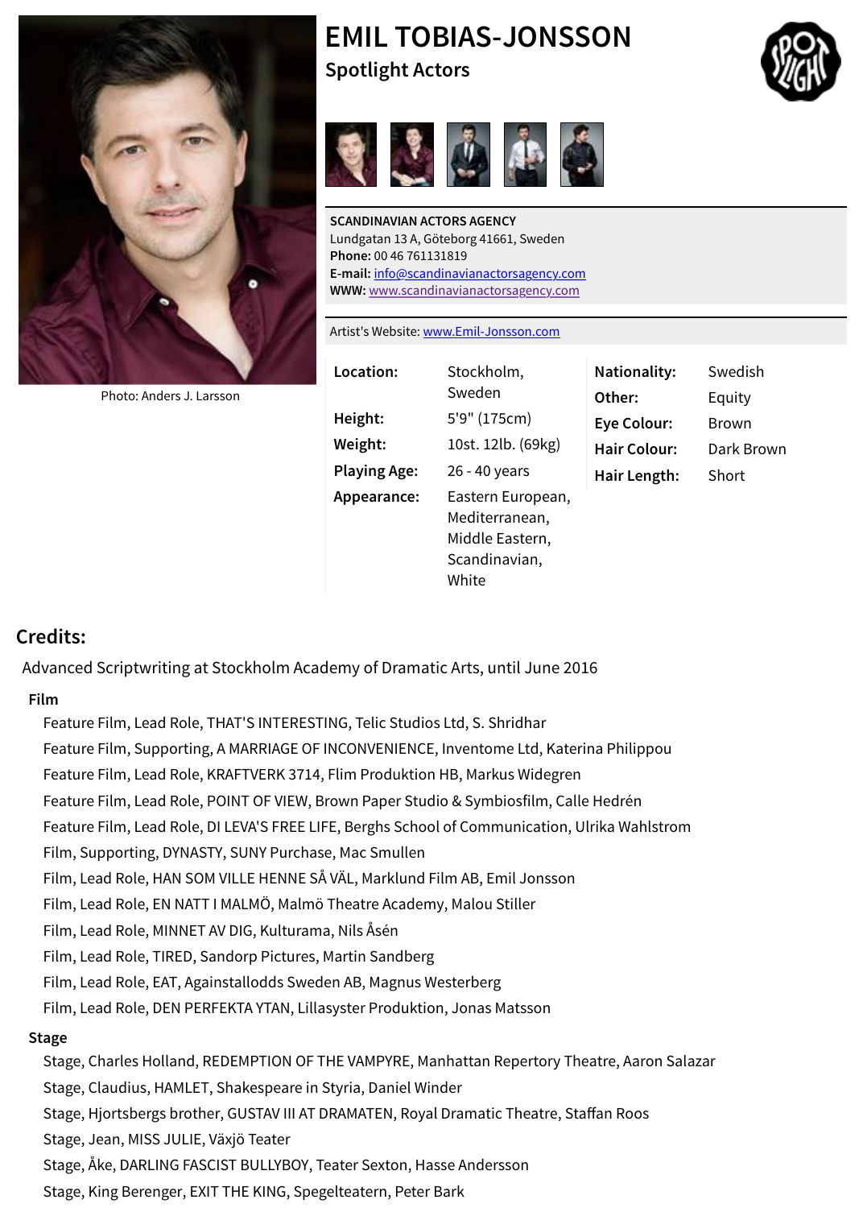# EMIL TOBIAS-JONSSON

## Spotlight Actors

Photo: Anders J. Larsson

**SCANDINAVIAN ACTORS AGENCY**
Lundgatan 13 A, Göteborg 41661, Sweden
**Phone:** 00 46 761131819
**E-mail:** info@scandinavianactorsagency.com
**WWW:** www.scandinavianactorsagency.com

Artist's Website: www.Emil-Jonsson.com

| | | | |
|---|---|---|---|
| **Location:** | Stockholm, Sweden | **Nationality:** | Swedish |
| **Height:** | 5'9" (175cm) | **Other:** | Equity |
| **Weight:** | 10st. 12lb. (69kg) | **Eye Colour:** | Brown |
| **Playing Age:** | 26 - 40 years | **Hair Colour:** | Dark Brown |
| **Appearance:** | Eastern European, Mediterranean, Middle Eastern, Scandinavian, White | **Hair Length:** | Short |

## Credits:

Advanced Scriptwriting at Stockholm Academy of Dramatic Arts, until June 2016

### Film

- Feature Film, Lead Role, THAT'S INTERESTING, Telic Studios Ltd, S. Shridhar
- Feature Film, Supporting, A MARRIAGE OF INCONVENIENCE, Inventome Ltd, Katerina Philippou
- Feature Film, Lead Role, KRAFTVERK 3714, Flim Produktion HB, Markus Widegren
- Feature Film, Lead Role, POINT OF VIEW, Brown Paper Studio & Symbiosfilm, Calle Hedrén
- Feature Film, Lead Role, DI LEVA'S FREE LIFE, Berghs School of Communication, Ulrika Wahlstrom
- Film, Supporting, DYNASTY, SUNY Purchase, Mac Smullen
- Film, Lead Role, HAN SOM VILLE HENNE SÅ VÄL, Marklund Film AB, Emil Jonsson
- Film, Lead Role, EN NATT I MALMÖ, Malmö Theatre Academy, Malou Stiller
- Film, Lead Role, MINNET AV DIG, Kulturama, Nils Åsén
- Film, Lead Role, TIRED, Sandorp Pictures, Martin Sandberg
- Film, Lead Role, EAT, Againstallodds Sweden AB, Magnus Westerberg
- Film, Lead Role, DEN PERFEKTA YTAN, Lillasyster Produktion, Jonas Matsson

### Stage

- Stage, Charles Holland, REDEMPTION OF THE VAMPYRE, Manhattan Repertory Theatre, Aaron Salazar
- Stage, Claudius, HAMLET, Shakespeare in Styria, Daniel Winder
- Stage, Hjortsbergs brother, GUSTAV III AT DRAMATEN, Royal Dramatic Theatre, Staffan Roos
- Stage, Jean, MISS JULIE, Växjö Teater
- Stage, Åke, DARLING FASCIST BULLYBOY, Teater Sexton, Hasse Andersson
- Stage, King Berenger, EXIT THE KING, Spegelteatern, Peter Bark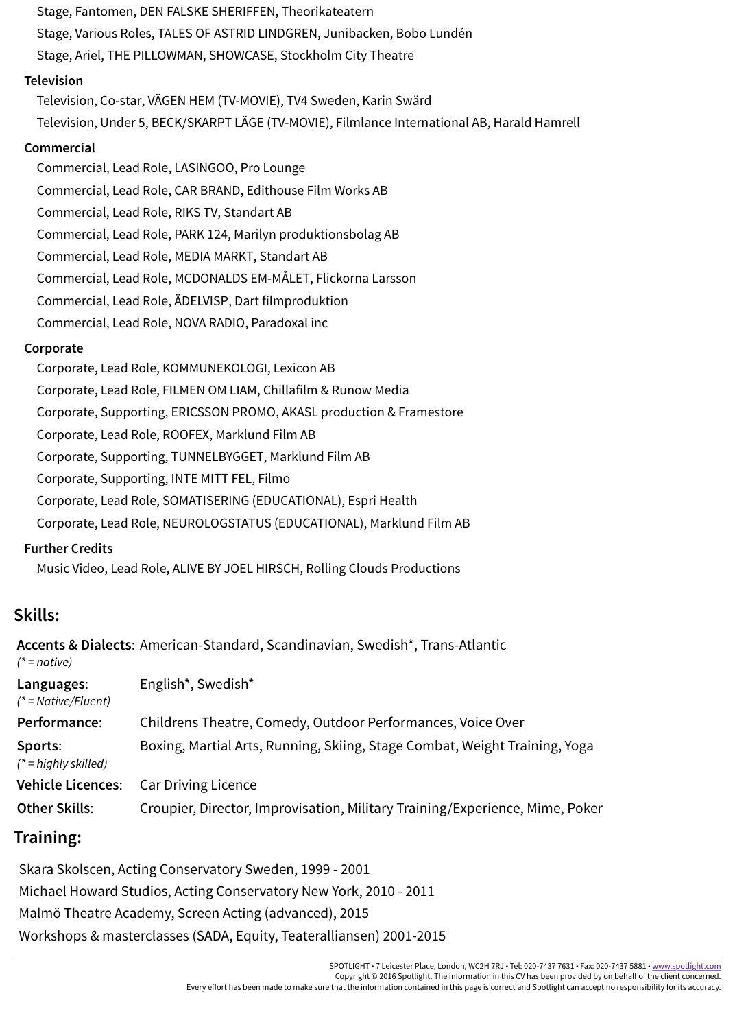Stage, Fantomen, DEN FALSKE SHERIFFEN, Theorikateatern

Stage, Various Roles, TALES OF ASTRID LINDGREN, Junibacken, Bobo Lundén

Stage, Ariel, THE PILLOWMAN, SHOWCASE, Stockholm City Theatre

### Television

Television, Co-star, VÄGEN HEM (TV-MOVIE), TV4 Sweden, Karin Swärd

Television, Under 5, BECK/SKARPT LÄGE (TV-MOVIE), Filmlance International AB, Harald Hamrell

### Commercial

Commercial, Lead Role, LASINGOO, Pro Lounge

Commercial, Lead Role, CAR BRAND, Edithouse Film Works AB

Commercial, Lead Role, RIKS TV, Standart AB

Commercial, Lead Role, PARK 124, Marilyn produktionsbolag AB

Commercial, Lead Role, MEDIA MARKT, Standart AB

Commercial, Lead Role, MCDONALDS EM-MÅLET, Flickorna Larsson

Commercial, Lead Role, ÄDELVISP, Dart filmproduktion

Commercial, Lead Role, NOVA RADIO, Paradoxal inc

### Corporate

Corporate, Lead Role, KOMMUNEKOLOGI, Lexicon AB

Corporate, Lead Role, FILMEN OM LIAM, Chillafilm & Runow Media

Corporate, Supporting, ERICSSON PROMO, AKASL production & Framestore

Corporate, Lead Role, ROOFEX, Marklund Film AB

Corporate, Supporting, TUNNELBYGGET, Marklund Film AB

Corporate, Supporting, INTE MITT FEL, Filmo

Corporate, Lead Role, SOMATISERING (EDUCATIONAL), Espri Health

Corporate, Lead Role, NEUROLOGSTATUS (EDUCATIONAL), Marklund Film AB

### Further Credits

Music Video, Lead Role, ALIVE BY JOEL HIRSCH, Rolling Clouds Productions

## Skills:

**Accents & Dialects**: American-Standard, Scandinavian, Swedish*, Trans-Atlantic
*(* = native)*

**Languages**: English*, Swedish*
*(* = Native/Fluent)*

**Performance**: Childrens Theatre, Comedy, Outdoor Performances, Voice Over

**Sports**: Boxing, Martial Arts, Running, Skiing, Stage Combat, Weight Training, Yoga
*(* = highly skilled)*

**Vehicle Licences**: Car Driving Licence

**Other Skills**: Croupier, Director, Improvisation, Military Training/Experience, Mime, Poker

## Training:

Skara Skolscen, Acting Conservatory Sweden, 1999 - 2001

Michael Howard Studios, Acting Conservatory New York, 2010 - 2011

Malmö Theatre Academy, Screen Acting (advanced), 2015

Workshops & masterclasses (SADA, Equity, Teateralliansen) 2001-2015